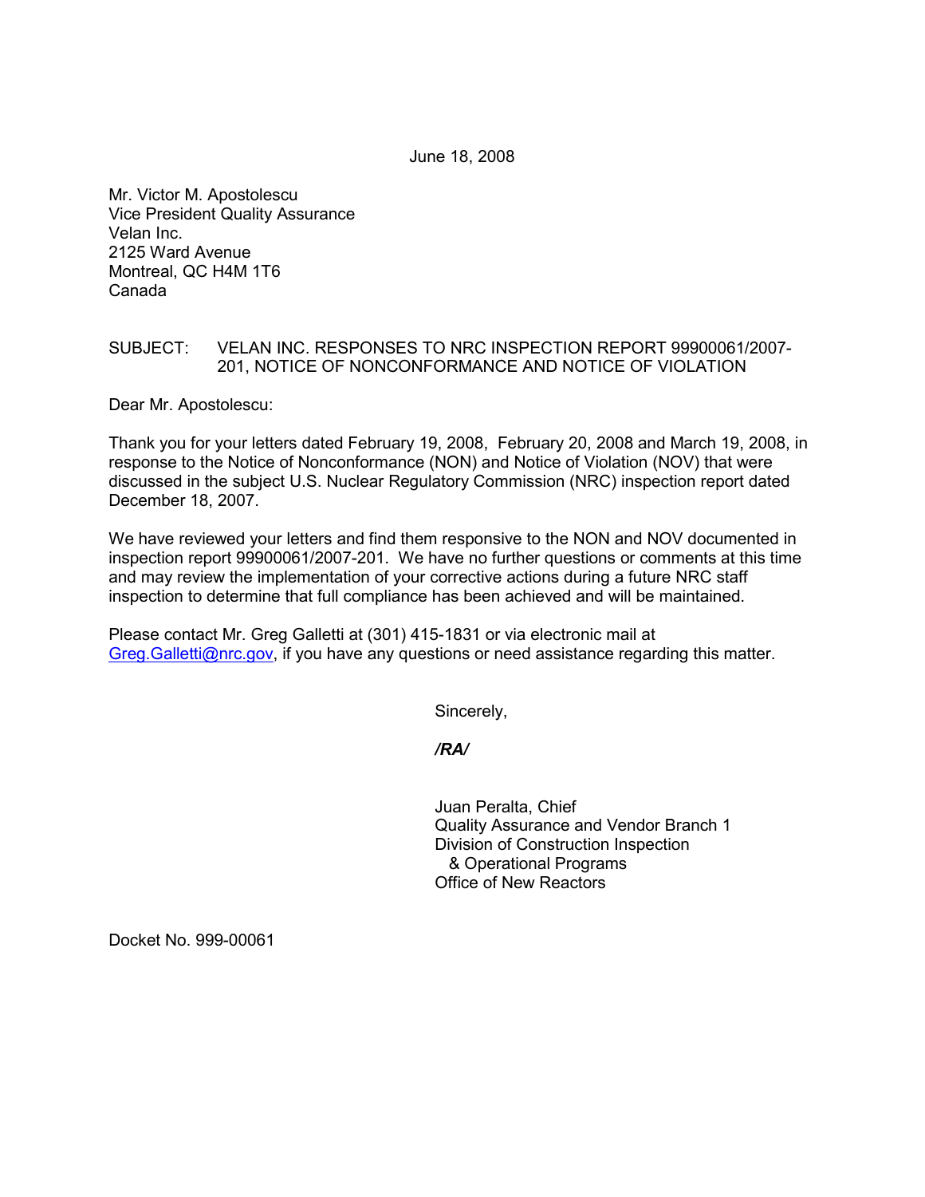June 18, 2008

Mr. Victor M. Apostolescu
Vice President Quality Assurance
Velan Inc.
2125 Ward Avenue
Montreal, QC H4M 1T6
Canada

SUBJECT: VELAN INC. RESPONSES TO NRC INSPECTION REPORT 99900061/2007-201, NOTICE OF NONCONFORMANCE AND NOTICE OF VIOLATION

Dear Mr. Apostolescu:

Thank you for your letters dated February 19, 2008, February 20, 2008 and March 19, 2008, in response to the Notice of Nonconformance (NON) and Notice of Violation (NOV) that were discussed in the subject U.S. Nuclear Regulatory Commission (NRC) inspection report dated December 18, 2007.

We have reviewed your letters and find them responsive to the NON and NOV documented in inspection report 99900061/2007-201. We have no further questions or comments at this time and may review the implementation of your corrective actions during a future NRC staff inspection to determine that full compliance has been achieved and will be maintained.

Please contact Mr. Greg Galletti at (301) 415-1831 or via electronic mail at Greg.Galletti@nrc.gov, if you have any questions or need assistance regarding this matter.

Sincerely,

*/RA/*

Juan Peralta, Chief
Quality Assurance and Vendor Branch 1
Division of Construction Inspection
& Operational Programs
Office of New Reactors

Docket No. 999-00061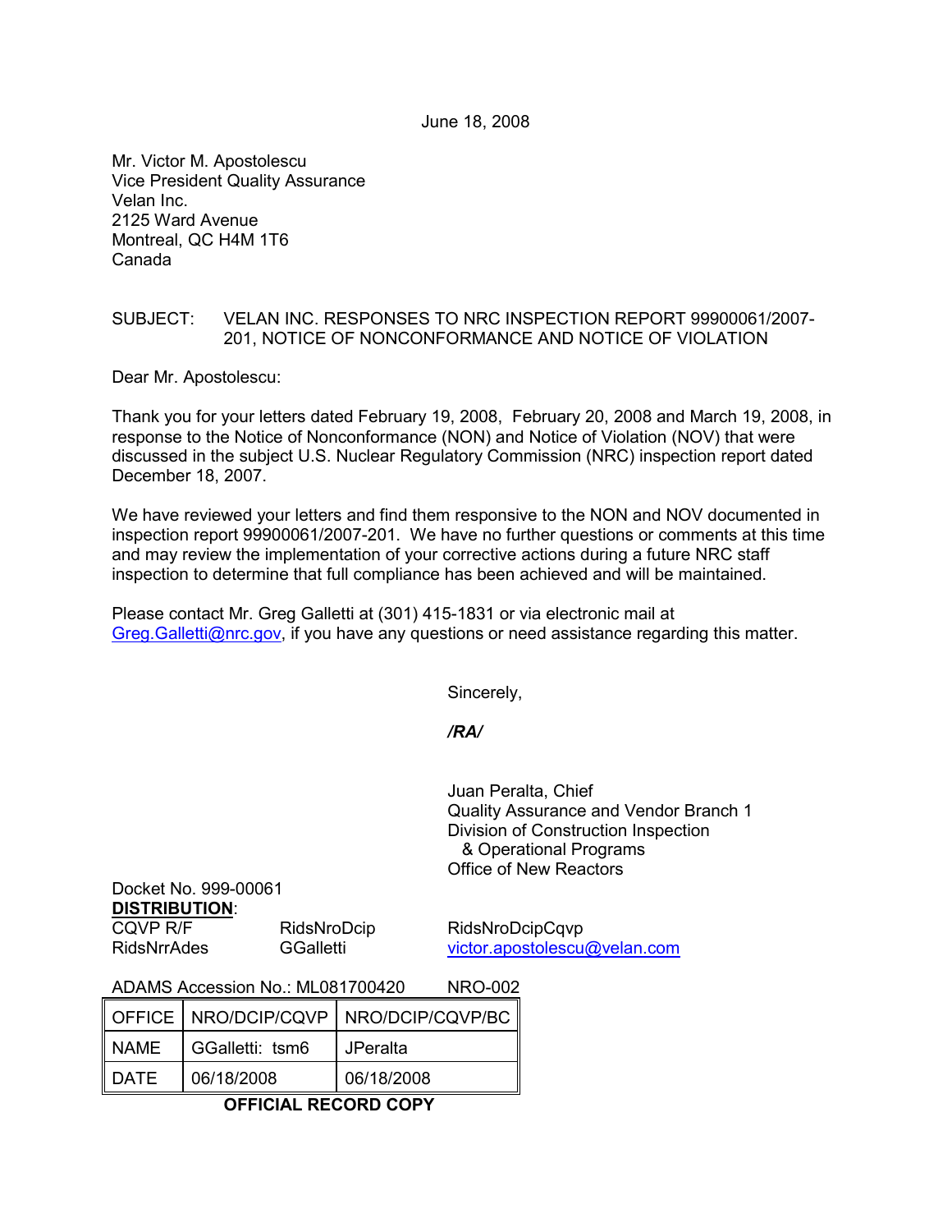June 18, 2008

Mr. Victor M. Apostolescu
Vice President Quality Assurance
Velan Inc.
2125 Ward Avenue
Montreal, QC H4M 1T6
Canada

SUBJECT: VELAN INC. RESPONSES TO NRC INSPECTION REPORT 99900061/2007-201, NOTICE OF NONCONFORMANCE AND NOTICE OF VIOLATION

Dear Mr. Apostolescu:

Thank you for your letters dated February 19, 2008, February 20, 2008 and March 19, 2008, in response to the Notice of Nonconformance (NON) and Notice of Violation (NOV) that were discussed in the subject U.S. Nuclear Regulatory Commission (NRC) inspection report dated December 18, 2007.

We have reviewed your letters and find them responsive to the NON and NOV documented in inspection report 99900061/2007-201. We have no further questions or comments at this time and may review the implementation of your corrective actions during a future NRC staff inspection to determine that full compliance has been achieved and will be maintained.

Please contact Mr. Greg Galletti at (301) 415-1831 or via electronic mail at Greg.Galletti@nrc.gov, if you have any questions or need assistance regarding this matter.

Sincerely,

***/RA/***

Juan Peralta, Chief
Quality Assurance and Vendor Branch 1
Division of Construction Inspection
& Operational Programs
Office of New Reactors

Docket No. 999-00061

**DISTRIBUTION**:

| | | |
|---|---|---|
| CQVP R/F | RidsNroDcip | RidsNroDcipCqvp |
| RidsNrrAdes | GGalletti | victor.apostolescu@velan.com |

ADAMS Accession No.: ML081700420 NRO-002

| OFFICE | NRO/DCIP/CQVP | NRO/DCIP/CQVP/BC |
|---|---|---|
| NAME | GGalletti: tsm6 | JPeralta |
| DATE | 06/18/2008 | 06/18/2008 |

**OFFICIAL RECORD COPY**